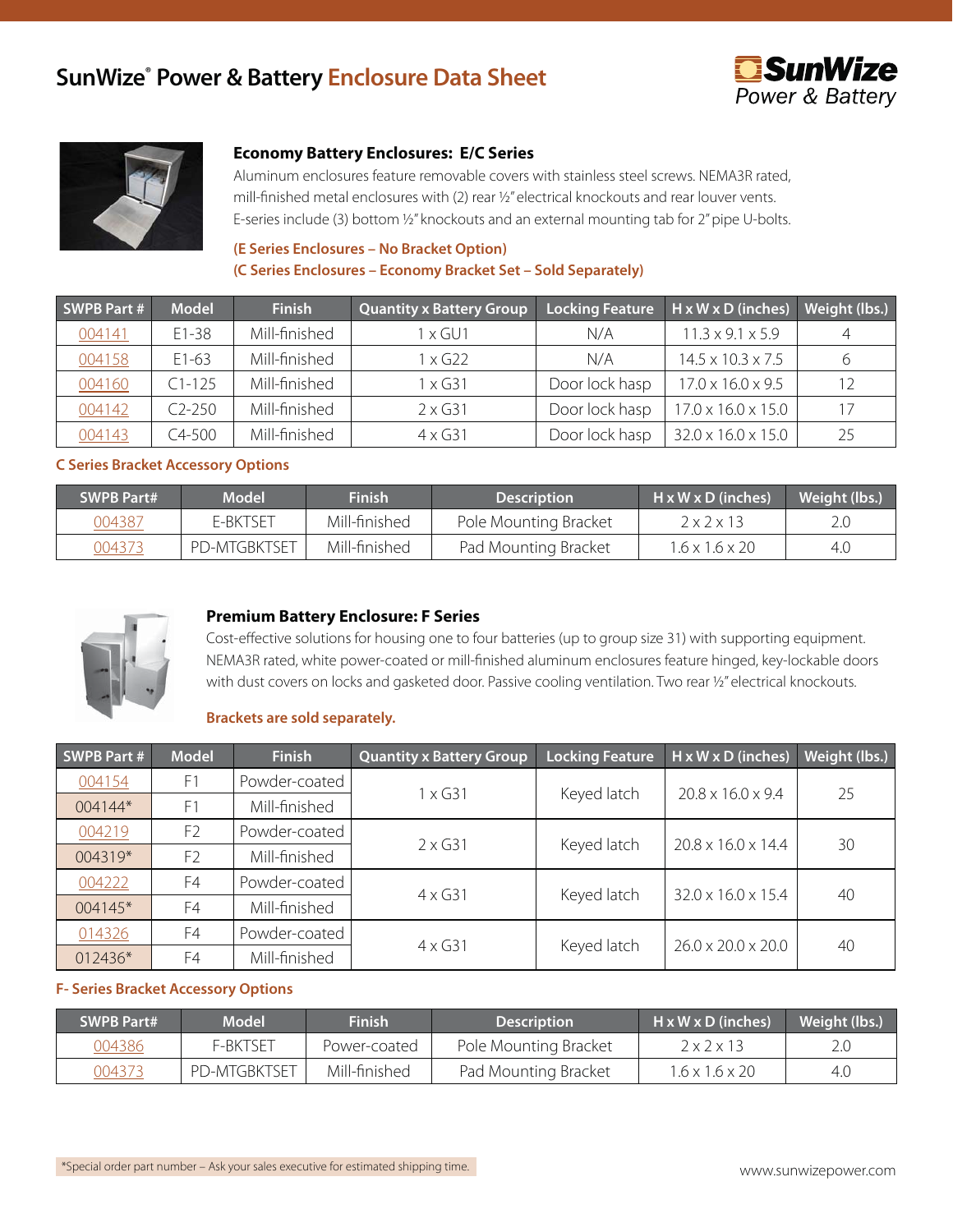# SunWize® Power & Battery Enclosure Data Sheet

SunWize Power & Battery

## Economy Battery Enclosures: E/C Series

Aluminum enclosures feature removable covers with stainless steel screws. NEMA3R rated, mill-finished metal enclosures with (2) rear ½" electrical knockouts and rear louver vents. E-series include (3) bottom ½" knockouts and an external mounting tab for 2" pipe U-bolts.

**(E Series Enclosures – No Bracket Option)**
**(C Series Enclosures – Economy Bracket Set – Sold Separately)**

| SWPB Part # | Model | Finish | Quantity x Battery Group | Locking Feature | H x W x D (inches) | Weight (lbs.) |
|---|---|---|---|---|---|---|
| 004141 | E1-38 | Mill-finished | 1 x GU1 | N/A | 11.3 x 9.1 x 5.9 | 4 |
| 004158 | E1-63 | Mill-finished | 1 x G22 | N/A | 14.5 x 10.3 x 7.5 | 6 |
| 004160 | C1-125 | Mill-finished | 1 x G31 | Door lock hasp | 17.0 x 16.0 x 9.5 | 12 |
| 004142 | C2-250 | Mill-finished | 2 x G31 | Door lock hasp | 17.0 x 16.0 x 15.0 | 17 |
| 004143 | C4-500 | Mill-finished | 4 x G31 | Door lock hasp | 32.0 x 16.0 x 15.0 | 25 |

### C Series Bracket Accessory Options

| SWPB Part# | Model | Finish | Description | H x W x D (inches) | Weight (lbs.) |
|---|---|---|---|---|---|
| 004387 | E-BKTSET | Mill-finished | Pole Mounting Bracket | 2 x 2 x 13 | 2.0 |
| 004373 | PD-MTGBKTSET | Mill-finished | Pad Mounting Bracket | 1.6 x 1.6 x 20 | 4.0 |

## Premium Battery Enclosure: F Series

Cost-effective solutions for housing one to four batteries (up to group size 31) with supporting equipment. NEMA3R rated, white power-coated or mill-finished aluminum enclosures feature hinged, key-lockable doors with dust covers on locks and gasketed door. Passive cooling ventilation. Two rear ½" electrical knockouts.

**Brackets are sold separately.**

| SWPB Part # | Model | Finish | Quantity x Battery Group | Locking Feature | H x W x D (inches) | Weight (lbs.) |
|---|---|---|---|---|---|---|
| 004154 | F1 | Powder-coated | 1 x G31 | Keyed latch | 20.8 x 16.0 x 9.4 | 25 |
| 004144* | F1 | Mill-finished | | | | |
| 004219 | F2 | Powder-coated | 2 x G31 | Keyed latch | 20.8 x 16.0 x 14.4 | 30 |
| 004319* | F2 | Mill-finished | | | | |
| 004222 | F4 | Powder-coated | 4 x G31 | Keyed latch | 32.0 x 16.0 x 15.4 | 40 |
| 004145* | F4 | Mill-finished | | | | |
| 014326 | F4 | Powder-coated | 4 x G31 | Keyed latch | 26.0 x 20.0 x 20.0 | 40 |
| 012436* | F4 | Mill-finished | | | | |

### F- Series Bracket Accessory Options

| SWPB Part# | Model | Finish | Description | H x W x D (inches) | Weight (lbs.) |
|---|---|---|---|---|---|
| 004386 | F-BKTSET | Power-coated | Pole Mounting Bracket | 2 x 2 x 13 | 2.0 |
| 004373 | PD-MTGBKTSET | Mill-finished | Pad Mounting Bracket | 1.6 x 1.6 x 20 | 4.0 |

*Special order part number – Ask your sales executive for estimated shipping time.

www.sunwizepower.com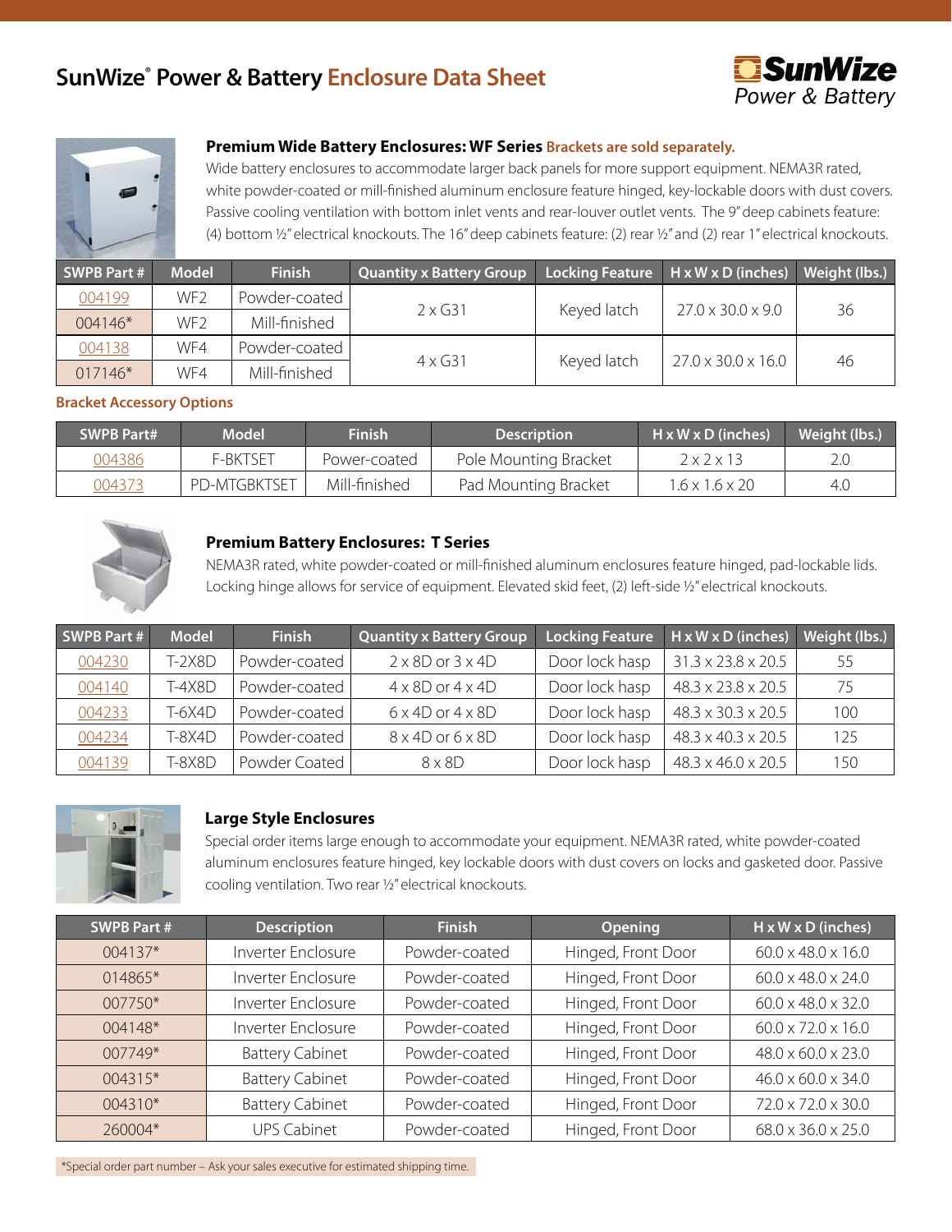# SunWize® Power & Battery Enclosure Data Sheet

## Premium Wide Battery Enclosures: WF Series Brackets are sold separately.

Wide battery enclosures to accommodate larger back panels for more support equipment. NEMA3R rated, white powder-coated or mill-finished aluminum enclosure feature hinged, key-lockable doors with dust covers. Passive cooling ventilation with bottom inlet vents and rear-louver outlet vents. The 9" deep cabinets feature: (4) bottom ½" electrical knockouts. The 16" deep cabinets feature: (2) rear ½" and (2) rear 1" electrical knockouts.

| SWPB Part # | Model | Finish | Quantity x Battery Group | Locking Feature | H x W x D (inches) | Weight (lbs.) |
|---|---|---|---|---|---|---|
| 004199 | WF2 | Powder-coated | 2 x G31 | Keyed latch | 27.0 x 30.0 x 9.0 | 36 |
| 004146* | WF2 | Mill-finished | | | | |
| 004138 | WF4 | Powder-coated | 4 x G31 | Keyed latch | 27.0 x 30.0 x 16.0 | 46 |
| 017146* | WF4 | Mill-finished | | | | |

### Bracket Accessory Options

| SWPB Part# | Model | Finish | Description | H x W x D (inches) | Weight (lbs.) |
|---|---|---|---|---|---|
| 004386 | F-BKTSET | Power-coated | Pole Mounting Bracket | 2 x 2 x 13 | 2.0 |
| 004373 | PD-MTGBKTSET | Mill-finished | Pad Mounting Bracket | 1.6 x 1.6 x 20 | 4.0 |

## Premium Battery Enclosures: T Series

NEMA3R rated, white powder-coated or mill-finished aluminum enclosures feature hinged, pad-lockable lids. Locking hinge allows for service of equipment. Elevated skid feet, (2) left-side ½" electrical knockouts.

| SWPB Part # | Model | Finish | Quantity x Battery Group | Locking Feature | H x W x D (inches) | Weight (lbs.) |
|---|---|---|---|---|---|---|
| 004230 | T-2X8D | Powder-coated | 2 x 8D or 3 x 4D | Door lock hasp | 31.3 x 23.8 x 20.5 | 55 |
| 004140 | T-4X8D | Powder-coated | 4 x 8D or 4 x 4D | Door lock hasp | 48.3 x 23.8 x 20.5 | 75 |
| 004233 | T-6X4D | Powder-coated | 6 x 4D or 4 x 8D | Door lock hasp | 48.3 x 30.3 x 20.5 | 100 |
| 004234 | T-8X4D | Powder-coated | 8 x 4D or 6 x 8D | Door lock hasp | 48.3 x 40.3 x 20.5 | 125 |
| 004139 | T-8X8D | Powder Coated | 8 x 8D | Door lock hasp | 48.3 x 46.0 x 20.5 | 150 |

## Large Style Enclosures

Special order items large enough to accommodate your equipment. NEMA3R rated, white powder-coated aluminum enclosures feature hinged, key lockable doors with dust covers on locks and gasketed door. Passive cooling ventilation. Two rear ½" electrical knockouts.

| SWPB Part # | Description | Finish | Opening | H x W x D (inches) |
|---|---|---|---|---|
| 004137* | Inverter Enclosure | Powder-coated | Hinged, Front Door | 60.0 x 48.0 x 16.0 |
| 014865* | Inverter Enclosure | Powder-coated | Hinged, Front Door | 60.0 x 48.0 x 24.0 |
| 007750* | Inverter Enclosure | Powder-coated | Hinged, Front Door | 60.0 x 48.0 x 32.0 |
| 004148* | Inverter Enclosure | Powder-coated | Hinged, Front Door | 60.0 x 72.0 x 16.0 |
| 007749* | Battery Cabinet | Powder-coated | Hinged, Front Door | 48.0 x 60.0 x 23.0 |
| 004315* | Battery Cabinet | Powder-coated | Hinged, Front Door | 46.0 x 60.0 x 34.0 |
| 004310* | Battery Cabinet | Powder-coated | Hinged, Front Door | 72.0 x 72.0 x 30.0 |
| 260004* | UPS Cabinet | Powder-coated | Hinged, Front Door | 68.0 x 36.0 x 25.0 |

*Special order part number – Ask your sales executive for estimated shipping time.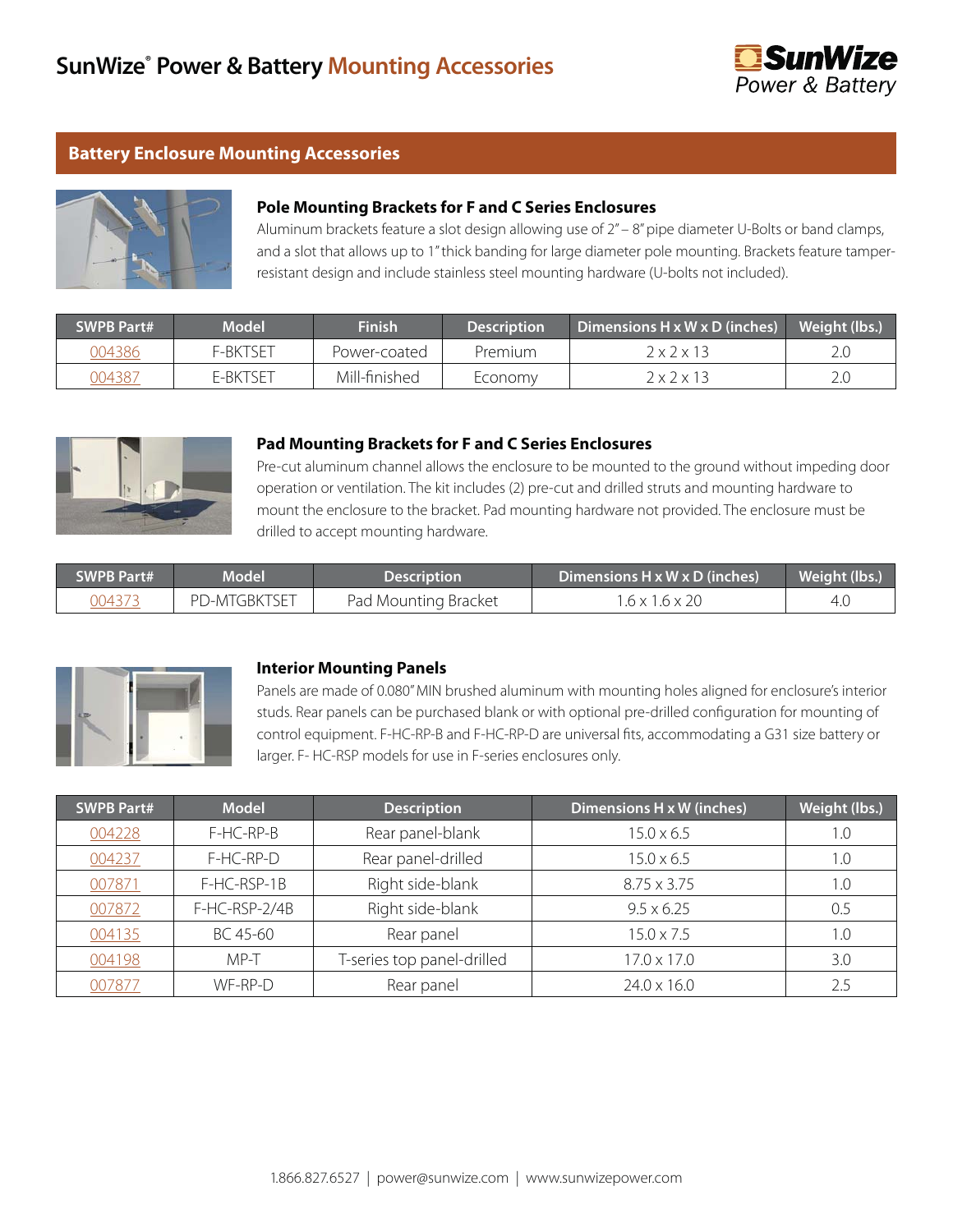# SunWize® Power & Battery Mounting Accessories

## Battery Enclosure Mounting Accessories

### Pole Mounting Brackets for F and C Series Enclosures

Aluminum brackets feature a slot design allowing use of 2" – 8" pipe diameter U-Bolts or band clamps, and a slot that allows up to 1" thick banding for large diameter pole mounting. Brackets feature tamper-resistant design and include stainless steel mounting hardware (U-bolts not included).

| SWPB Part# | Model | Finish | Description | Dimensions H x W x D (inches) | Weight (lbs.) |
|---|---|---|---|---|---|
| 004386 | F-BKTSET | Power-coated | Premium | 2 x 2 x 13 | 2.0 |
| 004387 | E-BKTSET | Mill-finished | Economy | 2 x 2 x 13 | 2.0 |

### Pad Mounting Brackets for F and C Series Enclosures

Pre-cut aluminum channel allows the enclosure to be mounted to the ground without impeding door operation or ventilation. The kit includes (2) pre-cut and drilled struts and mounting hardware to mount the enclosure to the bracket. Pad mounting hardware not provided. The enclosure must be drilled to accept mounting hardware.

| SWPB Part# | Model | Description | Dimensions H x W x D (inches) | Weight (lbs.) |
|---|---|---|---|---|
| 004373 | PD-MTGBKTSET | Pad Mounting Bracket | 1.6 x 1.6 x 20 | 4.0 |

### Interior Mounting Panels

Panels are made of 0.080" MIN brushed aluminum with mounting holes aligned for enclosure's interior studs. Rear panels can be purchased blank or with optional pre-drilled configuration for mounting of control equipment. F-HC-RP-B and F-HC-RP-D are universal fits, accommodating a G31 size battery or larger. F- HC-RSP models for use in F-series enclosures only.

| SWPB Part# | Model | Description | Dimensions H x W (inches) | Weight (lbs.) |
|---|---|---|---|---|
| 004228 | F-HC-RP-B | Rear panel-blank | 15.0 x 6.5 | 1.0 |
| 004237 | F-HC-RP-D | Rear panel-drilled | 15.0 x 6.5 | 1.0 |
| 007871 | F-HC-RSP-1B | Right side-blank | 8.75 x 3.75 | 1.0 |
| 007872 | F-HC-RSP-2/4B | Right side-blank | 9.5 x 6.25 | 0.5 |
| 004135 | BC 45-60 | Rear panel | 15.0 x 7.5 | 1.0 |
| 004198 | MP-T | T-series top panel-drilled | 17.0 x 17.0 | 3.0 |
| 007877 | WF-RP-D | Rear panel | 24.0 x 16.0 | 2.5 |

1.866.827.6527 | power@sunwize.com | www.sunwizepower.com